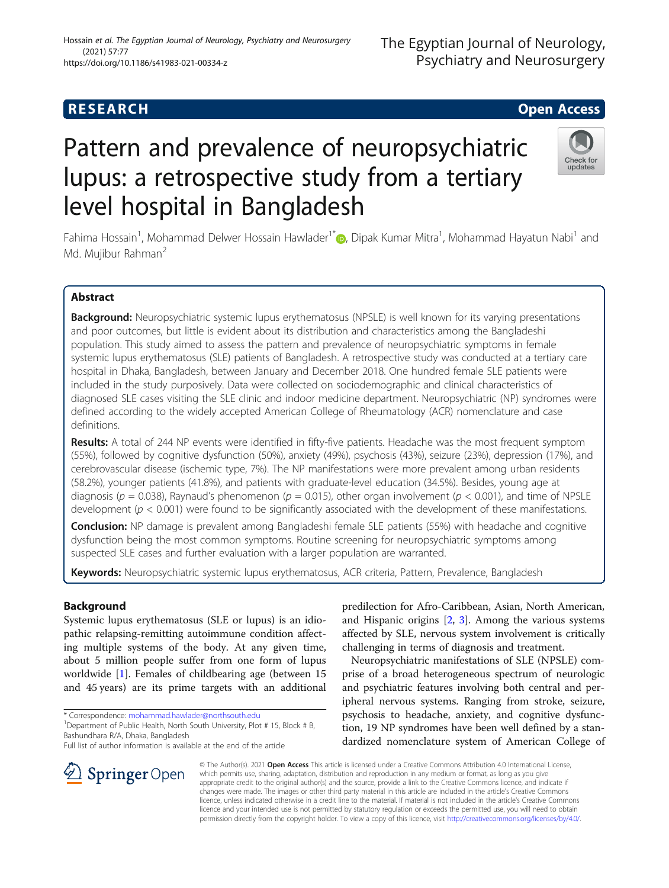RESEARCH Open Access

# Pattern and prevalence of neuropsychiatric lupus: a retrospective study from a tertiary level hospital in Bangladesh

Fahima Hossain[1], Mohammad Delwer Hossain Hawlader[1*], Dipak Kumar Mitra[1], Mohammad Hayatun Nabi[1] and Md. Mujibur Rahman[2]

## Abstract

**Background:** Neuropsychiatric systemic lupus erythematosus (NPSLE) is well known for its varying presentations and poor outcomes, but little is evident about its distribution and characteristics among the Bangladeshi population. This study aimed to assess the pattern and prevalence of neuropsychiatric symptoms in female systemic lupus erythematosus (SLE) patients of Bangladesh. A retrospective study was conducted at a tertiary care hospital in Dhaka, Bangladesh, between January and December 2018. One hundred female SLE patients were included in the study purposively. Data were collected on sociodemographic and clinical characteristics of diagnosed SLE cases visiting the SLE clinic and indoor medicine department. Neuropsychiatric (NP) syndromes were defined according to the widely accepted American College of Rheumatology (ACR) nomenclature and case definitions.

**Results:** A total of 244 NP events were identified in fifty-five patients. Headache was the most frequent symptom (55%), followed by cognitive dysfunction (50%), anxiety (49%), psychosis (43%), seizure (23%), depression (17%), and cerebrovascular disease (ischemic type, 7%). The NP manifestations were more prevalent among urban residents (58.2%), younger patients (41.8%), and patients with graduate-level education (34.5%). Besides, young age at diagnosis ($p = 0.038$), Raynaud's phenomenon ($p = 0.015$), other organ involvement ($p < 0.001$), and time of NPSLE development ($p < 0.001$) were found to be significantly associated with the development of these manifestations.

**Conclusion:** NP damage is prevalent among Bangladeshi female SLE patients (55%) with headache and cognitive dysfunction being the most common symptoms. Routine screening for neuropsychiatric symptoms among suspected SLE cases and further evaluation with a larger population are warranted.

**Keywords:** Neuropsychiatric systemic lupus erythematosus, ACR criteria, Pattern, Prevalence, Bangladesh

## Background

Systemic lupus erythematosus (SLE or lupus) is an idiopathic relapsing-remitting autoimmune condition affecting multiple systems of the body. At any given time, about 5 million people suffer from one form of lupus worldwide [1]. Females of childbearing age (between 15 and 45 years) are its prime targets with an additional predilection for Afro-Caribbean, Asian, North American, and Hispanic origins [2, 3]. Among the various systems affected by SLE, nervous system involvement is critically challenging in terms of diagnosis and treatment.

Neuropsychiatric manifestations of SLE (NPSLE) comprise of a broad heterogeneous spectrum of neurologic and psychiatric features involving both central and peripheral nervous systems. Ranging from stroke, seizure, psychosis to headache, anxiety, and cognitive dysfunction, 19 NP syndromes have been well defined by a standardized nomenclature system of American College of

\* Correspondence: mohammad.hawlader@northsouth.edu
[1]Department of Public Health, North South University, Plot # 15, Block # B, Bashundhara R/A, Dhaka, Bangladesh
Full list of author information is available at the end of the article

© The Author(s). 2021 **Open Access** This article is licensed under a Creative Commons Attribution 4.0 International License, which permits use, sharing, adaptation, distribution and reproduction in any medium or format, as long as you give appropriate credit to the original author(s) and the source, provide a link to the Creative Commons licence, and indicate if changes were made. The images or other third party material in this article are included in the article's Creative Commons licence, unless indicated otherwise in a credit line to the material. If material is not included in the article's Creative Commons licence and your intended use is not permitted by statutory regulation or exceeds the permitted use, you will need to obtain permission directly from the copyright holder. To view a copy of this licence, visit http://creativecommons.org/licenses/by/4.0/.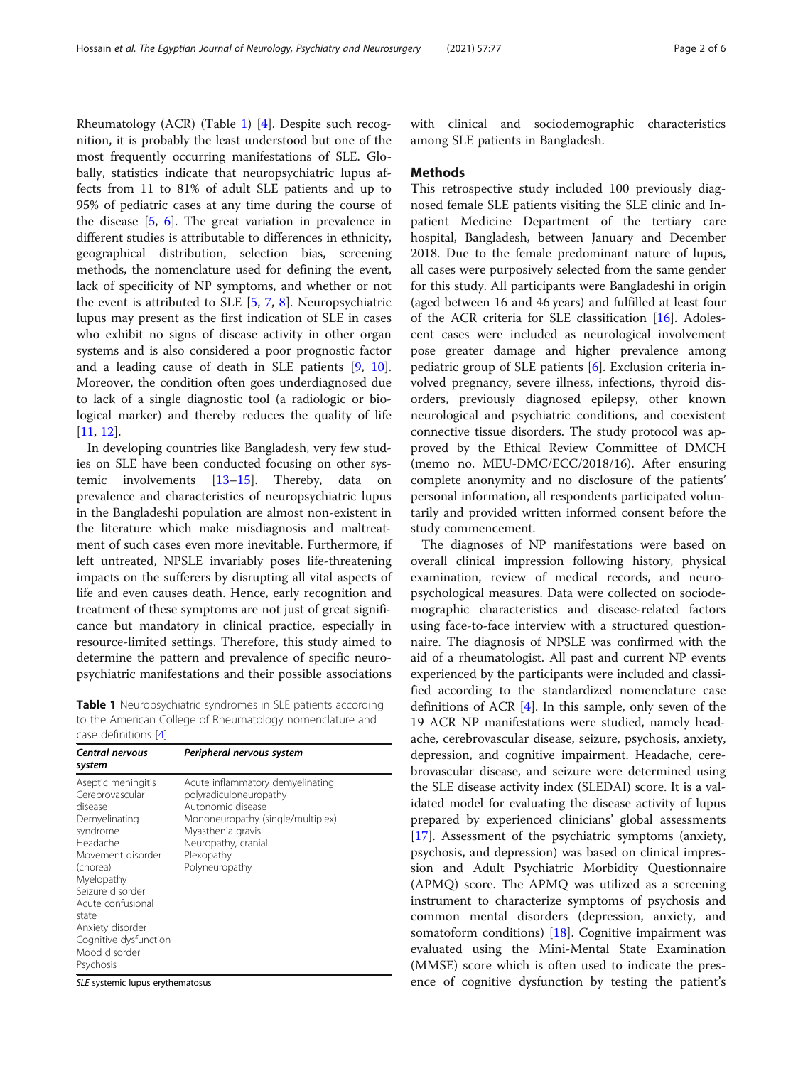Rheumatology (ACR) (Table 1) [4]. Despite such recognition, it is probably the least understood but one of the most frequently occurring manifestations of SLE. Globally, statistics indicate that neuropsychiatric lupus affects from 11 to 81% of adult SLE patients and up to 95% of pediatric cases at any time during the course of the disease [5, 6]. The great variation in prevalence in different studies is attributable to differences in ethnicity, geographical distribution, selection bias, screening methods, the nomenclature used for defining the event, lack of specificity of NP symptoms, and whether or not the event is attributed to SLE [5, 7, 8]. Neuropsychiatric lupus may present as the first indication of SLE in cases who exhibit no signs of disease activity in other organ systems and is also considered a poor prognostic factor and a leading cause of death in SLE patients [9, 10]. Moreover, the condition often goes underdiagnosed due to lack of a single diagnostic tool (a radiologic or biological marker) and thereby reduces the quality of life [11, 12].

In developing countries like Bangladesh, very few studies on SLE have been conducted focusing on other systemic involvements [13–15]. Thereby, data on prevalence and characteristics of neuropsychiatric lupus in the Bangladeshi population are almost non-existent in the literature which make misdiagnosis and maltreatment of such cases even more inevitable. Furthermore, if left untreated, NPSLE invariably poses life-threatening impacts on the sufferers by disrupting all vital aspects of life and even causes death. Hence, early recognition and treatment of these symptoms are not just of great significance but mandatory in clinical practice, especially in resource-limited settings. Therefore, this study aimed to determine the pattern and prevalence of specific neuropsychiatric manifestations and their possible associations with clinical and sociodemographic characteristics among SLE patients in Bangladesh.

**Table 1** Neuropsychiatric syndromes in SLE patients according to the American College of Rheumatology nomenclature and case definitions [4]

| *Central nervous system* | *Peripheral nervous system* |
|---|---|
| Aseptic meningitis | Acute inflammatory demyelinating polyradiculoneuropathy |
| Cerebrovascular disease | Autonomic disease |
| Demyelinating syndrome | Mononeuropathy (single/multiplex) |
| Headache | Myasthenia gravis |
| Movement disorder (chorea) | Neuropathy, cranial |
| Myelopathy | Plexopathy |
| Seizure disorder | Polyneuropathy |
| Acute confusional state | |
| Anxiety disorder | |
| Cognitive dysfunction | |
| Mood disorder | |
| Psychosis | |

*SLE* systemic lupus erythematosus

## Methods

This retrospective study included 100 previously diagnosed female SLE patients visiting the SLE clinic and Inpatient Medicine Department of the tertiary care hospital, Bangladesh, between January and December 2018. Due to the female predominant nature of lupus, all cases were purposively selected from the same gender for this study. All participants were Bangladeshi in origin (aged between 16 and 46 years) and fulfilled at least four of the ACR criteria for SLE classification [16]. Adolescent cases were included as neurological involvement pose greater damage and higher prevalence among pediatric group of SLE patients [6]. Exclusion criteria involved pregnancy, severe illness, infections, thyroid disorders, previously diagnosed epilepsy, other known neurological and psychiatric conditions, and coexistent connective tissue disorders. The study protocol was approved by the Ethical Review Committee of DMCH (memo no. MEU-DMC/ECC/2018/16). After ensuring complete anonymity and no disclosure of the patients' personal information, all respondents participated voluntarily and provided written informed consent before the study commencement.

The diagnoses of NP manifestations were based on overall clinical impression following history, physical examination, review of medical records, and neuropsychological measures. Data were collected on sociodemographic characteristics and disease-related factors using face-to-face interview with a structured questionnaire. The diagnosis of NPSLE was confirmed with the aid of a rheumatologist. All past and current NP events experienced by the participants were included and classified according to the standardized nomenclature case definitions of ACR [4]. In this sample, only seven of the 19 ACR NP manifestations were studied, namely headache, cerebrovascular disease, seizure, psychosis, anxiety, depression, and cognitive impairment. Headache, cerebrovascular disease, and seizure were determined using the SLE disease activity index (SLEDAI) score. It is a validated model for evaluating the disease activity of lupus prepared by experienced clinicians' global assessments [17]. Assessment of the psychiatric symptoms (anxiety, psychosis, and depression) was based on clinical impression and Adult Psychiatric Morbidity Questionnaire (APMQ) score. The APMQ was utilized as a screening instrument to characterize symptoms of psychosis and common mental disorders (depression, anxiety, and somatoform conditions) [18]. Cognitive impairment was evaluated using the Mini-Mental State Examination (MMSE) score which is often used to indicate the presence of cognitive dysfunction by testing the patient's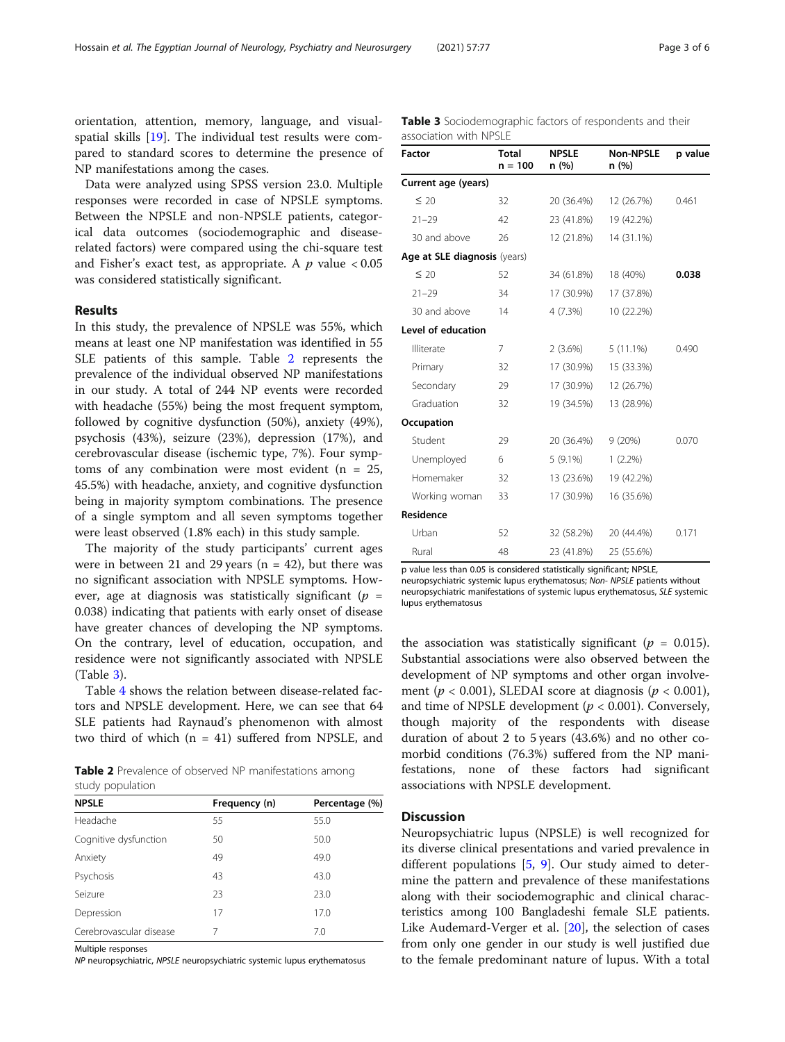orientation, attention, memory, language, and visual-spatial skills [19]. The individual test results were compared to standard scores to determine the presence of NP manifestations among the cases.

Data were analyzed using SPSS version 23.0. Multiple responses were recorded in case of NPSLE symptoms. Between the NPSLE and non-NPSLE patients, categorical data outcomes (sociodemographic and disease-related factors) were compared using the chi-square test and Fisher's exact test, as appropriate. A $p$ value $< 0.05$ was considered statistically significant.

## Results

In this study, the prevalence of NPSLE was 55%, which means at least one NP manifestation was identified in 55 SLE patients of this sample. Table 2 represents the prevalence of the individual observed NP manifestations in our study. A total of 244 NP events were recorded with headache (55%) being the most frequent symptom, followed by cognitive dysfunction (50%), anxiety (49%), psychosis (43%), seizure (23%), depression (17%), and cerebrovascular disease (ischemic type, 7%). Four symptoms of any combination were most evident ($n$ = 25, 45.5%) with headache, anxiety, and cognitive dysfunction being in majority symptom combinations. The presence of a single symptom and all seven symptoms together were least observed (1.8% each) in this study sample.

The majority of the study participants' current ages were in between 21 and 29 years ($n$ = 42), but there was no significant association with NPSLE symptoms. However, age at diagnosis was statistically significant ($p$ = 0.038) indicating that patients with early onset of disease have greater chances of developing the NP symptoms. On the contrary, level of education, occupation, and residence were not significantly associated with NPSLE (Table 3).

Table 4 shows the relation between disease-related factors and NPSLE development. Here, we can see that 64 SLE patients had Raynaud's phenomenon with almost two third of which ($n$ = 41) suffered from NPSLE, and the association was statistically significant ($p$ = 0.015). Substantial associations were also observed between the development of NP symptoms and other organ involvement ($p < 0.001$), SLEDAI score at diagnosis ($p < 0.001$), and time of NPSLE development ($p < 0.001$). Conversely, though majority of the respondents with disease duration of about 2 to 5 years (43.6%) and no other co-morbid conditions (76.3%) suffered from the NP manifestations, none of these factors had significant associations with NPSLE development.

**Table 2** Prevalence of observed NP manifestations among study population

| NPSLE | Frequency (n) | Percentage (%) |
|---|---|---|
| Headache | 55 | 55.0 |
| Cognitive dysfunction | 50 | 50.0 |
| Anxiety | 49 | 49.0 |
| Psychosis | 43 | 43.0 |
| Seizure | 23 | 23.0 |
| Depression | 17 | 17.0 |
| Cerebrovascular disease | 7 | 7.0 |

Multiple responses

*NP* neuropsychiatric, *NPSLE* neuropsychiatric systemic lupus erythematosus

**Table 3** Sociodemographic factors of respondents and their association with NPSLE

| Factor | Total n = 100 | NPSLE n (%) | Non-NPSLE n (%) | p value |
|---|---|---|---|---|
| **Current age (years)** | | | | |
| ≤ 20 | 32 | 20 (36.4%) | 12 (26.7%) | 0.461 |
| 21–29 | 42 | 23 (41.8%) | 19 (42.2%) | |
| 30 and above | 26 | 12 (21.8%) | 14 (31.1%) | |
| **Age at SLE diagnosis** (years) | | | | |
| ≤ 20 | 52 | 34 (61.8%) | 18 (40%) | **0.038** |
| 21–29 | 34 | 17 (30.9%) | 17 (37.8%) | |
| 30 and above | 14 | 4 (7.3%) | 10 (22.2%) | |
| **Level of education** | | | | |
| Illiterate | 7 | 2 (3.6%) | 5 (11.1%) | 0.490 |
| Primary | 32 | 17 (30.9%) | 15 (33.3%) | |
| Secondary | 29 | 17 (30.9%) | 12 (26.7%) | |
| Graduation | 32 | 19 (34.5%) | 13 (28.9%) | |
| **Occupation** | | | | |
| Student | 29 | 20 (36.4%) | 9 (20%) | 0.070 |
| Unemployed | 6 | 5 (9.1%) | 1 (2.2%) | |
| Homemaker | 32 | 13 (23.6%) | 19 (42.2%) | |
| Working woman | 33 | 17 (30.9%) | 16 (35.6%) | |
| **Residence** | | | | |
| Urban | 52 | 32 (58.2%) | 20 (44.4%) | 0.171 |
| Rural | 48 | 23 (41.8%) | 25 (55.6%) | |

p value less than 0.05 is considered statistically significant; NPSLE, neuropsychiatric systemic lupus erythematosus; *Non- NPSLE* patients without neuropsychiatric manifestations of systemic lupus erythematosus, *SLE* systemic lupus erythematosus

## Discussion

Neuropsychiatric lupus (NPSLE) is well recognized for its diverse clinical presentations and varied prevalence in different populations [5, 9]. Our study aimed to determine the pattern and prevalence of these manifestations along with their sociodemographic and clinical characteristics among 100 Bangladeshi female SLE patients. Like Audemard-Verger et al. [20], the selection of cases from only one gender in our study is well justified due to the female predominant nature of lupus. With a total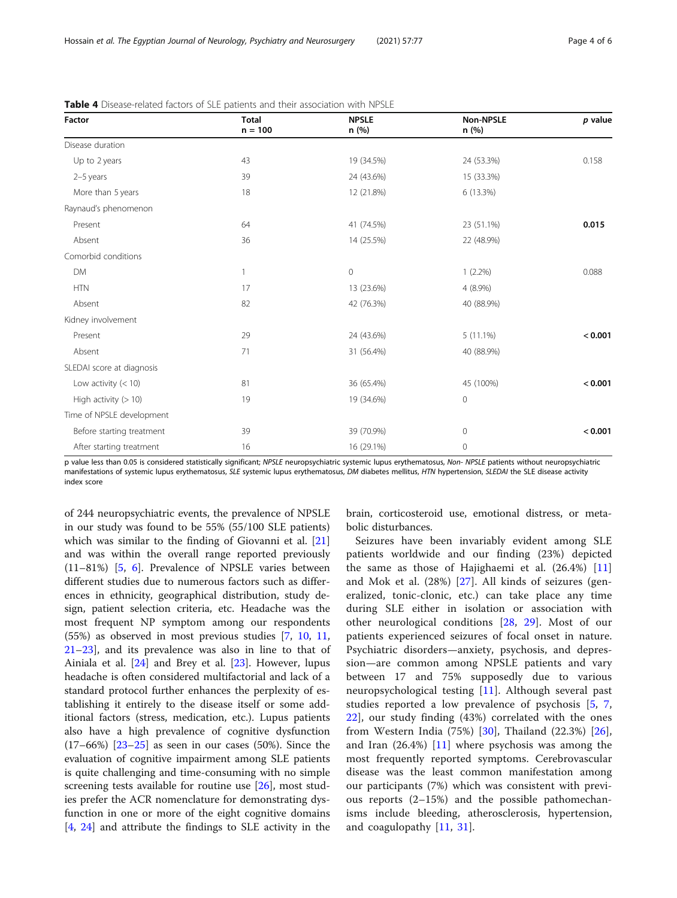**Table 4** Disease-related factors of SLE patients and their association with NPSLE

| Factor | Total n = 100 | NPSLE n (%) | Non-NPSLE n (%) | *p* value |
|---|---|---|---|---|
| Disease duration | | | | |
| Up to 2 years | 43 | 19 (34.5%) | 24 (53.3%) | 0.158 |
| 2–5 years | 39 | 24 (43.6%) | 15 (33.3%) | |
| More than 5 years | 18 | 12 (21.8%) | 6 (13.3%) | |
| Raynaud's phenomenon | | | | |
| Present | 64 | 41 (74.5%) | 23 (51.1%) | **0.015** |
| Absent | 36 | 14 (25.5%) | 22 (48.9%) | |
| Comorbid conditions | | | | |
| DM | 1 | 0 | 1 (2.2%) | 0.088 |
| HTN | 17 | 13 (23.6%) | 4 (8.9%) | |
| Absent | 82 | 42 (76.3%) | 40 (88.9%) | |
| Kidney involvement | | | | |
| Present | 29 | 24 (43.6%) | 5 (11.1%) | **< 0.001** |
| Absent | 71 | 31 (56.4%) | 40 (88.9%) | |
| SLEDAI score at diagnosis | | | | |
| Low activity (< 10) | 81 | 36 (65.4%) | 45 (100%) | **< 0.001** |
| High activity (> 10) | 19 | 19 (34.6%) | 0 | |
| Time of NPSLE development | | | | |
| Before starting treatment | 39 | 39 (70.9%) | 0 | **< 0.001** |
| After starting treatment | 16 | 16 (29.1%) | 0 | |

p value less than 0.05 is considered statistically significant; *NPSLE* neuropsychiatric systemic lupus erythematosus, *Non- NPSLE* patients without neuropsychiatric manifestations of systemic lupus erythematosus, *SLE* systemic lupus erythematosus, *DM* diabetes mellitus, *HTN* hypertension, *SLEDAI* the SLE disease activity index score

of 244 neuropsychiatric events, the prevalence of NPSLE in our study was found to be 55% (55/100 SLE patients) which was similar to the finding of Giovanni et al. [21] and was within the overall range reported previously (11–81%) [5, 6]. Prevalence of NPSLE varies between different studies due to numerous factors such as differences in ethnicity, geographical distribution, study design, patient selection criteria, etc. Headache was the most frequent NP symptom among our respondents (55%) as observed in most previous studies [7, 10, 11, 21–23], and its prevalence was also in line to that of Ainiala et al. [24] and Brey et al. [23]. However, lupus headache is often considered multifactorial and lack of a standard protocol further enhances the perplexity of establishing it entirely to the disease itself or some additional factors (stress, medication, etc.). Lupus patients also have a high prevalence of cognitive dysfunction (17–66%) [23–25] as seen in our cases (50%). Since the evaluation of cognitive impairment among SLE patients is quite challenging and time-consuming with no simple screening tests available for routine use [26], most studies prefer the ACR nomenclature for demonstrating dysfunction in one or more of the eight cognitive domains [4, 24] and attribute the findings to SLE activity in the brain, corticosteroid use, emotional distress, or metabolic disturbances.

Seizures have been invariably evident among SLE patients worldwide and our finding (23%) depicted the same as those of Hajighaemi et al. (26.4%) [11] and Mok et al. (28%) [27]. All kinds of seizures (generalized, tonic-clonic, etc.) can take place any time during SLE either in isolation or association with other neurological conditions [28, 29]. Most of our patients experienced seizures of focal onset in nature. Psychiatric disorders—anxiety, psychosis, and depression—are common among NPSLE patients and vary between 17 and 75% supposedly due to various neuropsychological testing [11]. Although several past studies reported a low prevalence of psychosis [5, 7, 22], our study finding (43%) correlated with the ones from Western India (75%) [30], Thailand (22.3%) [26], and Iran (26.4%) [11] where psychosis was among the most frequently reported symptoms. Cerebrovascular disease was the least common manifestation among our participants (7%) which was consistent with previous reports (2–15%) and the possible pathomechanisms include bleeding, atherosclerosis, hypertension, and coagulopathy [11, 31].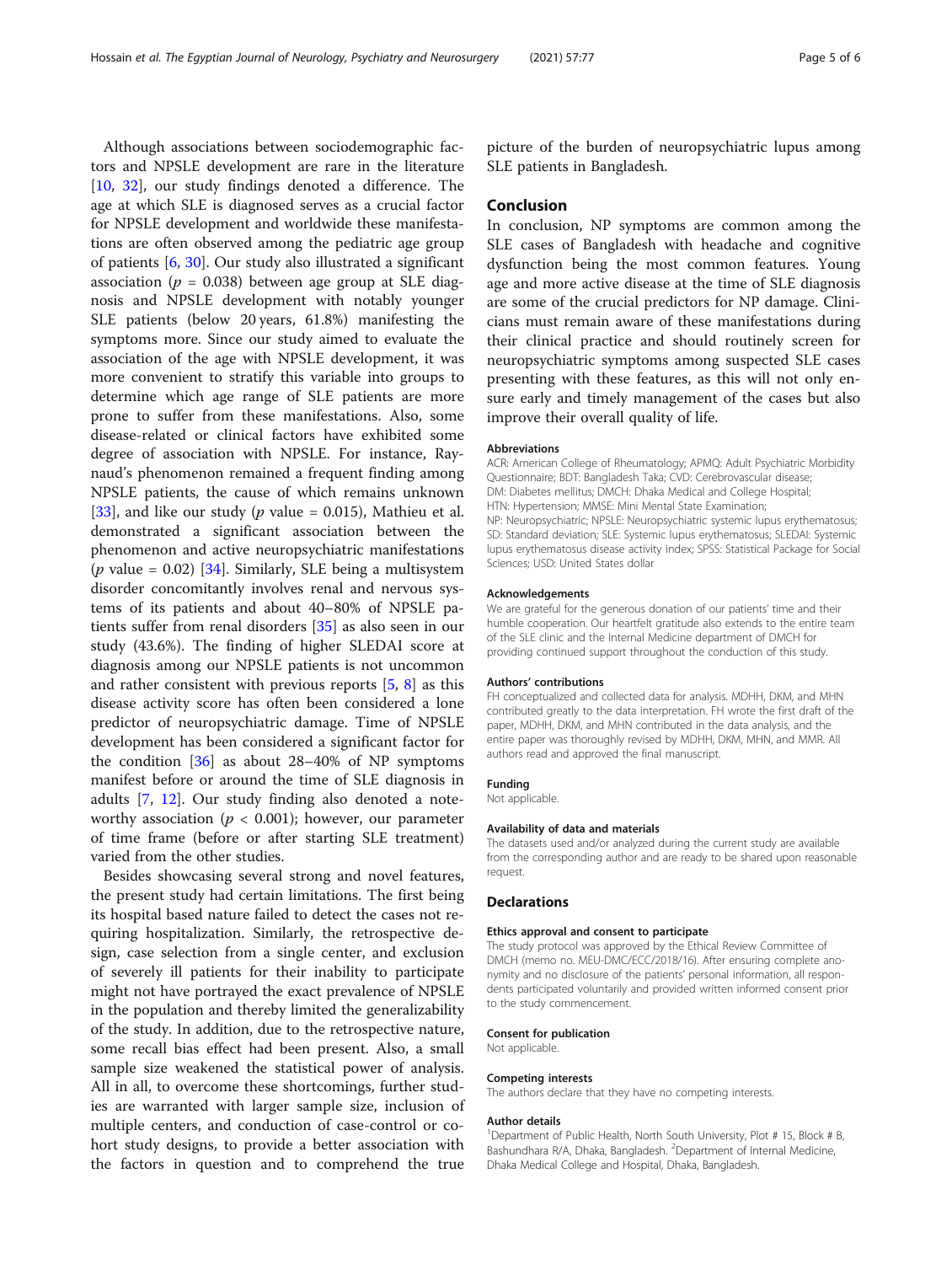Although associations between sociodemographic factors and NPSLE development are rare in the literature [10, 32], our study findings denoted a difference. The age at which SLE is diagnosed serves as a crucial factor for NPSLE development and worldwide these manifestations are often observed among the pediatric age group of patients [6, 30]. Our study also illustrated a significant association ($p$ = 0.038) between age group at SLE diagnosis and NPSLE development with notably younger SLE patients (below 20 years, 61.8%) manifesting the symptoms more. Since our study aimed to evaluate the association of the age with NPSLE development, it was more convenient to stratify this variable into groups to determine which age range of SLE patients are more prone to suffer from these manifestations. Also, some disease-related or clinical factors have exhibited some degree of association with NPSLE. For instance, Raynaud's phenomenon remained a frequent finding among NPSLE patients, the cause of which remains unknown [33], and like our study ($p$ value = 0.015), Mathieu et al. demonstrated a significant association between the phenomenon and active neuropsychiatric manifestations ($p$ value = 0.02) [34]. Similarly, SLE being a multisystem disorder concomitantly involves renal and nervous systems of its patients and about 40–80% of NPSLE patients suffer from renal disorders [35] as also seen in our study (43.6%). The finding of higher SLEDAI score at diagnosis among our NPSLE patients is not uncommon and rather consistent with previous reports [5, 8] as this disease activity score has often been considered a lone predictor of neuropsychiatric damage. Time of NPSLE development has been considered a significant factor for the condition [36] as about 28–40% of NP symptoms manifest before or around the time of SLE diagnosis in adults [7, 12]. Our study finding also denoted a noteworthy association ($p$ < 0.001); however, our parameter of time frame (before or after starting SLE treatment) varied from the other studies.

Besides showcasing several strong and novel features, the present study had certain limitations. The first being its hospital based nature failed to detect the cases not requiring hospitalization. Similarly, the retrospective design, case selection from a single center, and exclusion of severely ill patients for their inability to participate might not have portrayed the exact prevalence of NPSLE in the population and thereby limited the generalizability of the study. In addition, due to the retrospective nature, some recall bias effect had been present. Also, a small sample size weakened the statistical power of analysis. All in all, to overcome these shortcomings, further studies are warranted with larger sample size, inclusion of multiple centers, and conduction of case-control or cohort study designs, to provide a better association with the factors in question and to comprehend the true picture of the burden of neuropsychiatric lupus among SLE patients in Bangladesh.

## Conclusion

In conclusion, NP symptoms are common among the SLE cases of Bangladesh with headache and cognitive dysfunction being the most common features. Young age and more active disease at the time of SLE diagnosis are some of the crucial predictors for NP damage. Clinicians must remain aware of these manifestations during their clinical practice and should routinely screen for neuropsychiatric symptoms among suspected SLE cases presenting with these features, as this will not only ensure early and timely management of the cases but also improve their overall quality of life.

#### Abbreviations

ACR: American College of Rheumatology; APMQ: Adult Psychiatric Morbidity Questionnaire; BDT: Bangladesh Taka; CVD: Cerebrovascular disease; DM: Diabetes mellitus; DMCH: Dhaka Medical and College Hospital; HTN: Hypertension; MMSE: Mini Mental State Examination; NP: Neuropsychiatric; NPSLE: Neuropsychiatric systemic lupus erythematosus; SD: Standard deviation; SLE: Systemic lupus erythematosus; SLEDAI: Systemic lupus erythematosus disease activity index; SPSS: Statistical Package for Social Sciences; USD: United States dollar

#### Acknowledgements

We are grateful for the generous donation of our patients' time and their humble cooperation. Our heartfelt gratitude also extends to the entire team of the SLE clinic and the Internal Medicine department of DMCH for providing continued support throughout the conduction of this study.

#### Authors' contributions

FH conceptualized and collected data for analysis. MDHH, DKM, and MHN contributed greatly to the data interpretation. FH wrote the first draft of the paper, MDHH, DKM, and MHN contributed in the data analysis, and the entire paper was thoroughly revised by MDHH, DKM, MHN, and MMR. All authors read and approved the final manuscript.

#### Funding

Not applicable.

#### Availability of data and materials

The datasets used and/or analyzed during the current study are available from the corresponding author and are ready to be shared upon reasonable request.

## Declarations

#### Ethics approval and consent to participate

The study protocol was approved by the Ethical Review Committee of DMCH (memo no. MEU-DMC/ECC/2018/16). After ensuring complete anonymity and no disclosure of the patients' personal information, all respondents participated voluntarily and provided written informed consent prior to the study commencement.

#### Consent for publication

Not applicable.

#### Competing interests

The authors declare that they have no competing interests.

#### Author details

[1]Department of Public Health, North South University, Plot # 15, Block # B, Bashundhara R/A, Dhaka, Bangladesh. [2]Department of Internal Medicine, Dhaka Medical College and Hospital, Dhaka, Bangladesh.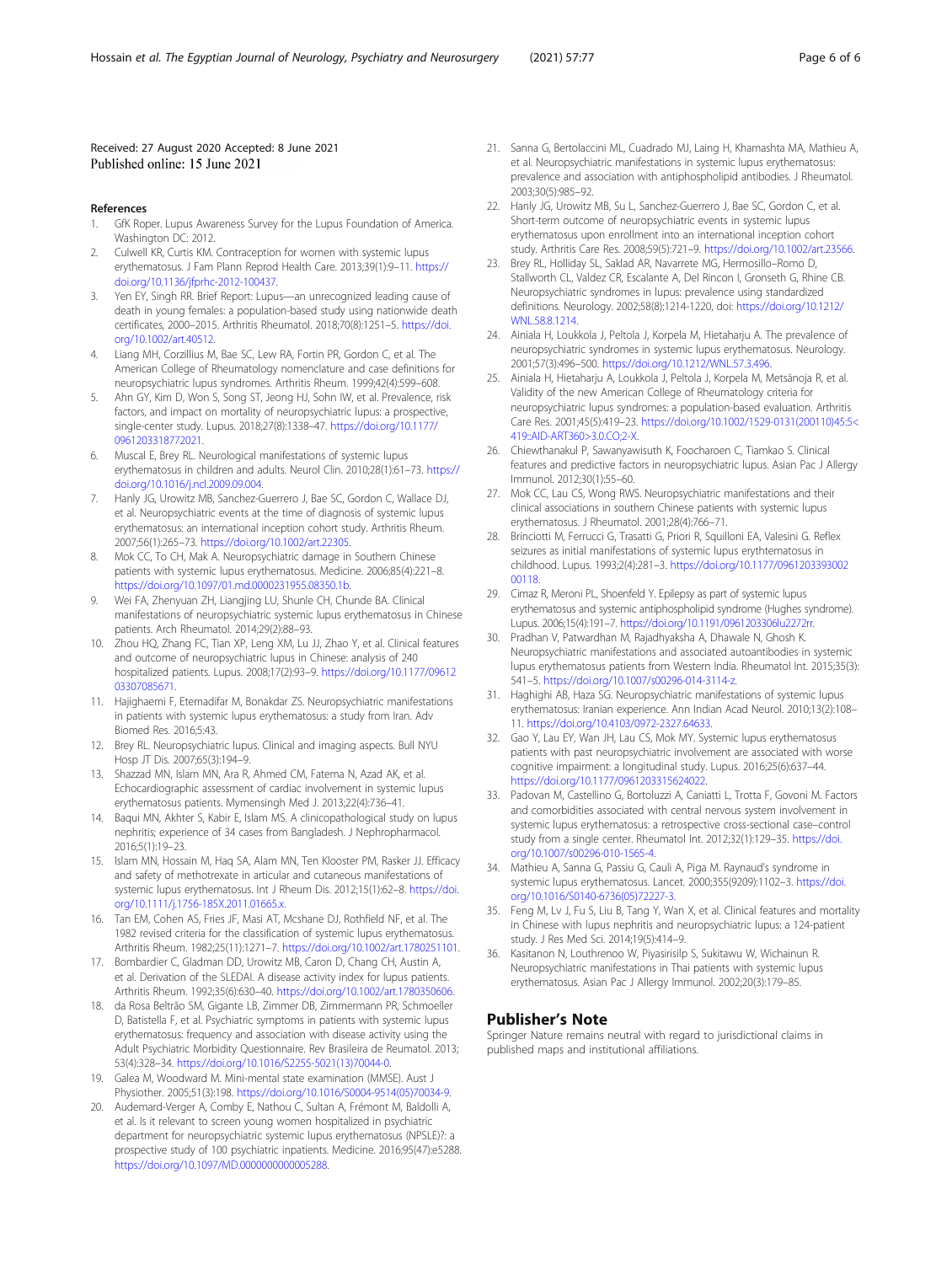Received: 27 August 2020 Accepted: 8 June 2021
Published online: 15 June 2021

## References

1. GfK Roper. Lupus Awareness Survey for the Lupus Foundation of America. Washington DC: 2012.
2. Culwell KR, Curtis KM. Contraception for women with systemic lupus erythematosus. J Fam Plann Reprod Health Care. 2013;39(1):9–11. https://doi.org/10.1136/jfprhc-2012-100437.
3. Yen EY, Singh RR. Brief Report: Lupus—an unrecognized leading cause of death in young females: a population-based study using nationwide death certificates, 2000–2015. Arthritis Rheumatol. 2018;70(8):1251–5. https://doi.org/10.1002/art.40512.
4. Liang MH, Corzillius M, Bae SC, Lew RA, Fortin PR, Gordon C, et al. The American College of Rheumatology nomenclature and case definitions for neuropsychiatric lupus syndromes. Arthritis Rheum. 1999;42(4):599–608.
5. Ahn GY, Kim D, Won S, Song ST, Jeong HJ, Sohn IW, et al. Prevalence, risk factors, and impact on mortality of neuropsychiatric lupus: a prospective, single-center study. Lupus. 2018;27(8):1338–47. https://doi.org/10.1177/0961203318772021.
6. Muscal E, Brey RL. Neurological manifestations of systemic lupus erythematosus in children and adults. Neurol Clin. 2010;28(1):61–73. https://doi.org/10.1016/j.ncl.2009.09.004.
7. Hanly JG, Urowitz MB, Sanchez-Guerrero J, Bae SC, Gordon C, Wallace DJ, et al. Neuropsychiatric events at the time of diagnosis of systemic lupus erythematosus: an international inception cohort study. Arthritis Rheum. 2007;56(1):265–73. https://doi.org/10.1002/art.22305.
8. Mok CC, To CH, Mak A. Neuropsychiatric damage in Southern Chinese patients with systemic lupus erythematosus. Medicine. 2006;85(4):221–8. https://doi.org/10.1097/01.md.0000231955.08350.1b.
9. Wei FA, Zhenyuan ZH, Liangjing LU, Shunle CH, Chunde BA. Clinical manifestations of neuropsychiatric systemic lupus erythematosus in Chinese patients. Arch Rheumatol. 2014;29(2):88–93.
10. Zhou HQ, Zhang FC, Tian XP, Leng XM, Lu JJ, Zhao Y, et al. Clinical features and outcome of neuropsychiatric lupus in Chinese: analysis of 240 hospitalized patients. Lupus. 2008;17(2):93–9. https://doi.org/10.1177/0961203307085671.
11. Hajighaemi F, Etemadifar M, Bonakdar ZS. Neuropsychiatric manifestations in patients with systemic lupus erythematosus: a study from Iran. Adv Biomed Res. 2016;5:43.
12. Brey RL. Neuropsychiatric lupus. Clinical and imaging aspects. Bull NYU Hosp JT Dis. 2007;65(3):194–9.
13. Shazzad MN, Islam MN, Ara R, Ahmed CM, Fatema N, Azad AK, et al. Echocardiographic assessment of cardiac involvement in systemic lupus erythematosus patients. Mymensingh Med J. 2013;22(4):736–41.
14. Baqui MN, Akhter S, Kabir E, Islam MS. A clinicopathological study on lupus nephritis; experience of 34 cases from Bangladesh. J Nephropharmacol. 2016;5(1):19–23.
15. Islam MN, Hossain M, Haq SA, Alam MN, Ten Klooster PM, Rasker JJ. Efficacy and safety of methotrexate in articular and cutaneous manifestations of systemic lupus erythematosus. Int J Rheum Dis. 2012;15(1):62–8. https://doi.org/10.1111/j.1756-185X.2011.01665.x.
16. Tan EM, Cohen AS, Fries JF, Masi AT, Mcshane DJ, Rothfield NF, et al. The 1982 revised criteria for the classification of systemic lupus erythematosus. Arthritis Rheum. 1982;25(11):1271–7. https://doi.org/10.1002/art.1780251101.
17. Bombardier C, Gladman DD, Urowitz MB, Caron D, Chang CH, Austin A, et al. Derivation of the SLEDAI. A disease activity index for lupus patients. Arthritis Rheum. 1992;35(6):630–40. https://doi.org/10.1002/art.1780350606.
18. da Rosa Beltrão SM, Gigante LB, Zimmer DB, Zimmermann PR, Schmoeller D, Batistella F, et al. Psychiatric symptoms in patients with systemic lupus erythematosus: frequency and association with disease activity using the Adult Psychiatric Morbidity Questionnaire. Rev Brasileira de Reumatol. 2013;53(4):328–34. https://doi.org/10.1016/S2255-5021(13)70044-0.
19. Galea M, Woodward M. Mini-mental state examination (MMSE). Aust J Physiother. 2005;51(3):198. https://doi.org/10.1016/S0004-9514(05)70034-9.
20. Audemard-Verger A, Comby E, Nathou C, Sultan A, Frémont M, Baldolli A, et al. Is it relevant to screen young women hospitalized in psychiatric department for neuropsychiatric systemic lupus erythematosus (NPSLE)?: a prospective study of 100 psychiatric inpatients. Medicine. 2016;95(47):e5288. https://doi.org/10.1097/MD.0000000000005288.
21. Sanna G, Bertolaccini ML, Cuadrado MJ, Laing H, Khamashta MA, Mathieu A, et al. Neuropsychiatric manifestations in systemic lupus erythematosus: prevalence and association with antiphospholipid antibodies. J Rheumatol. 2003;30(5):985–92.
22. Hanly JG, Urowitz MB, Su L, Sanchez-Guerrero J, Bae SC, Gordon C, et al. Short-term outcome of neuropsychiatric events in systemic lupus erythematosus upon enrollment into an international inception cohort study. Arthritis Care Res. 2008;59(5):721–9. https://doi.org/10.1002/art.23566.
23. Brey RL, Holliday SL, Saklad AR, Navarrete MG, Hermosillo–Romo D, Stallworth CL, Valdez CR, Escalante A, Del Rincon I, Gronseth G, Rhine CB. Neuropsychiatric syndromes in lupus: prevalence using standardized definitions. Neurology. 2002;58(8):1214-1220, doi: https://doi.org/10.1212/WNL.58.8.1214.
24. Ainiala H, Loukkola J, Peltola J, Korpela M, Hietaharju A. The prevalence of neuropsychiatric syndromes in systemic lupus erythematosus. Neurology. 2001;57(3):496–500. https://doi.org/10.1212/WNL.57.3.496.
25. Ainiala H, Hietaharju A, Loukkola J, Peltola J, Korpela M, Metsänoja R, et al. Validity of the new American College of Rheumatology criteria for neuropsychiatric lupus syndromes: a population-based evaluation. Arthritis Care Res. 2001;45(5):419–23. https://doi.org/10.1002/1529-0131(200110)45:5<419::AID-ART360>3.0.CO;2-X.
26. Chiewthanakul P, Sawanyawisuth K, Foocharoen C, Tiamkao S. Clinical features and predictive factors in neuropsychiatric lupus. Asian Pac J Allergy Immunol. 2012;30(1):55–60.
27. Mok CC, Lau CS, Wong RWS. Neuropsychiatric manifestations and their clinical associations in southern Chinese patients with systemic lupus erythematosus. J Rheumatol. 2001;28(4):766–71.
28. Brinciotti M, Ferrucci G, Trasatti G, Priori R, Squilloni EA, Valesini G. Reflex seizures as initial manifestations of systemic lupus erythematosus in childhood. Lupus. 1993;2(4):281–3. https://doi.org/10.1177/096120339300200118.
29. Cimaz R, Meroni PL, Shoenfeld Y. Epilepsy as part of systemic lupus erythematosus and systemic antiphospholipid syndrome (Hughes syndrome). Lupus. 2006;15(4):191–7. https://doi.org/10.1191/0961203306lu2272rr.
30. Pradhan V, Patwardhan M, Rajadhyaksha A, Dhawale N, Ghosh K. Neuropsychiatric manifestations and associated autoantibodies in systemic lupus erythematosus patients from Western India. Rheumatol Int. 2015;35(3):541–5. https://doi.org/10.1007/s00296-014-3114-z.
31. Haghighi AB, Haza SG. Neuropsychiatric manifestations of systemic lupus erythematosus: Iranian experience. Ann Indian Acad Neurol. 2010;13(2):108–11. https://doi.org/10.4103/0972-2327.64633.
32. Gao Y, Lau EY, Wan JH, Lau CS, Mok MY. Systemic lupus erythematosus patients with past neuropsychiatric involvement are associated with worse cognitive impairment: a longitudinal study. Lupus. 2016;25(6):637–44. https://doi.org/10.1177/0961203315624022.
33. Padovan M, Castellino G, Bortoluzzi A, Caniatti L, Trotta F, Govoni M. Factors and comorbidities associated with central nervous system involvement in systemic lupus erythematosus: a retrospective cross-sectional case–control study from a single center. Rheumatol Int. 2012;32(1):129–35. https://doi.org/10.1007/s00296-010-1565-4.
34. Mathieu A, Sanna G, Passiu G, Cauli A, Piga M. Raynaud's syndrome in systemic lupus erythematosus. Lancet. 2000;355(9209):1102–3. https://doi.org/10.1016/S0140-6736(05)72227-3.
35. Feng M, Lv J, Fu S, Liu B, Tang Y, Wan X, et al. Clinical features and mortality in Chinese with lupus nephritis and neuropsychiatric lupus: a 124-patient study. J Res Med Sci. 2014;19(5):414–9.
36. Kasitanon N, Louthrenoo W, Piyasirisilp S, Sukitawu W, Wichainun R. Neuropsychiatric manifestations in Thai patients with systemic lupus erythematosus. Asian Pac J Allergy Immunol. 2002;20(3):179–85.

## Publisher's Note

Springer Nature remains neutral with regard to jurisdictional claims in published maps and institutional affiliations.